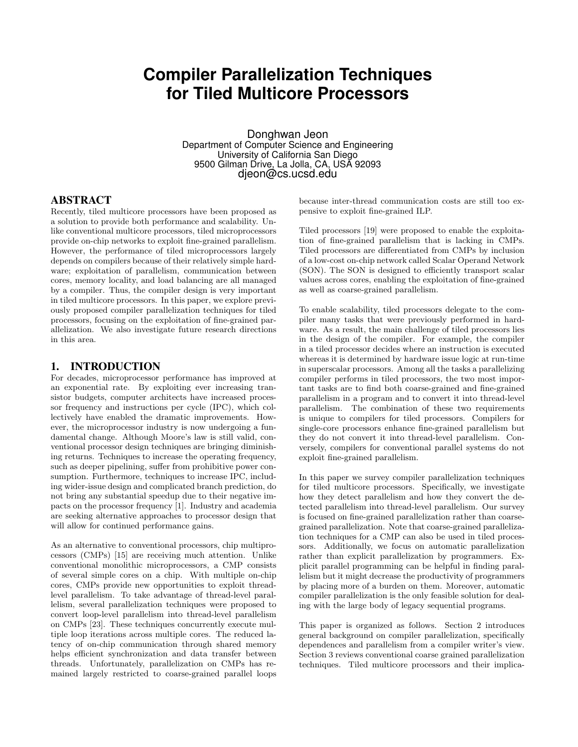# Compiler Parallelization Techniques for Tiled Multicore Processors

Donghwan Jeon
Department of Computer Science and Engineering
University of California San Diego
9500 Gilman Drive, La Jolla, CA, USA 92093
djeon@cs.ucsd.edu

## ABSTRACT

Recently, tiled multicore processors have been proposed as a solution to provide both performance and scalability. Unlike conventional multicore processors, tiled microprocessors provide on-chip networks to exploit fine-grained parallelism. However, the performance of tiled microprocessors largely depends on compilers because of their relatively simple hardware; exploitation of parallelism, communication between cores, memory locality, and load balancing are all managed by a compiler. Thus, the compiler design is very important in tiled multicore processors. In this paper, we explore previously proposed compiler parallelization techniques for tiled processors, focusing on the exploitation of fine-grained parallelization. We also investigate future research directions in this area.

## 1. INTRODUCTION

For decades, microprocessor performance has improved at an exponential rate. By exploiting ever increasing transistor budgets, computer architects have increased processor frequency and instructions per cycle (IPC), which collectively have enabled the dramatic improvements. However, the microprocessor industry is now undergoing a fundamental change. Although Moore's law is still valid, conventional processor design techniques are bringing diminishing returns. Techniques to increase the operating frequency, such as deeper pipelining, suffer from prohibitive power consumption. Furthermore, techniques to increase IPC, including wider-issue design and complicated branch prediction, do not bring any substantial speedup due to their negative impacts on the processor frequency [1]. Industry and academia are seeking alternative approaches to processor design that will allow for continued performance gains.

As an alternative to conventional processors, chip multiprocessors (CMPs) [15] are receiving much attention. Unlike conventional monolithic microprocessors, a CMP consists of several simple cores on a chip. With multiple on-chip cores, CMPs provide new opportunities to exploit thread-level parallelism. To take advantage of thread-level parallelism, several parallelization techniques were proposed to convert loop-level parallelism into thread-level parallelism on CMPs [23]. These techniques concurrently execute multiple loop iterations across multiple cores. The reduced latency of on-chip communication through shared memory helps efficient synchronization and data transfer between threads. Unfortunately, parallelization on CMPs has remained largely restricted to coarse-grained parallel loops because inter-thread communication costs are still too expensive to exploit fine-grained ILP.

Tiled processors [19] were proposed to enable the exploitation of fine-grained parallelism that is lacking in CMPs. Tiled processors are differentiated from CMPs by inclusion of a low-cost on-chip network called Scalar Operand Network (SON). The SON is designed to efficiently transport scalar values across cores, enabling the exploitation of fine-grained as well as coarse-grained parallelism.

To enable scalability, tiled processors delegate to the compiler many tasks that were previously performed in hardware. As a result, the main challenge of tiled processors lies in the design of the compiler. For example, the compiler in a tiled processor decides where an instruction is executed whereas it is determined by hardware issue logic at run-time in superscalar processors. Among all the tasks a parallelizing compiler performs in tiled processors, the two most important tasks are to find both coarse-grained and fine-grained parallelism in a program and to convert it into thread-level parallelism. The combination of these two requirements is unique to compilers for tiled processors. Compilers for single-core processors enhance fine-grained parallelism but they do not convert it into thread-level parallelism. Conversely, compilers for conventional parallel systems do not exploit fine-grained parallelism.

In this paper we survey compiler parallelization techniques for tiled multicore processors. Specifically, we investigate how they detect parallelism and how they convert the detected parallelism into thread-level parallelism. Our survey is focused on fine-grained parallelization rather than coarse-grained parallelization. Note that coarse-grained parallelization techniques for a CMP can also be used in tiled processors. Additionally, we focus on automatic parallelization rather than explicit parallelization by programmers. Explicit parallel programming can be helpful in finding parallelism but it might decrease the productivity of programmers by placing more of a burden on them. Moreover, automatic compiler parallelization is the only feasible solution for dealing with the large body of legacy sequential programs.

This paper is organized as follows. Section 2 introduces general background on compiler parallelization, specifically dependences and parallelism from a compiler writer's view. Section 3 reviews conventional coarse grained parallelization techniques. Tiled multicore processors and their implica-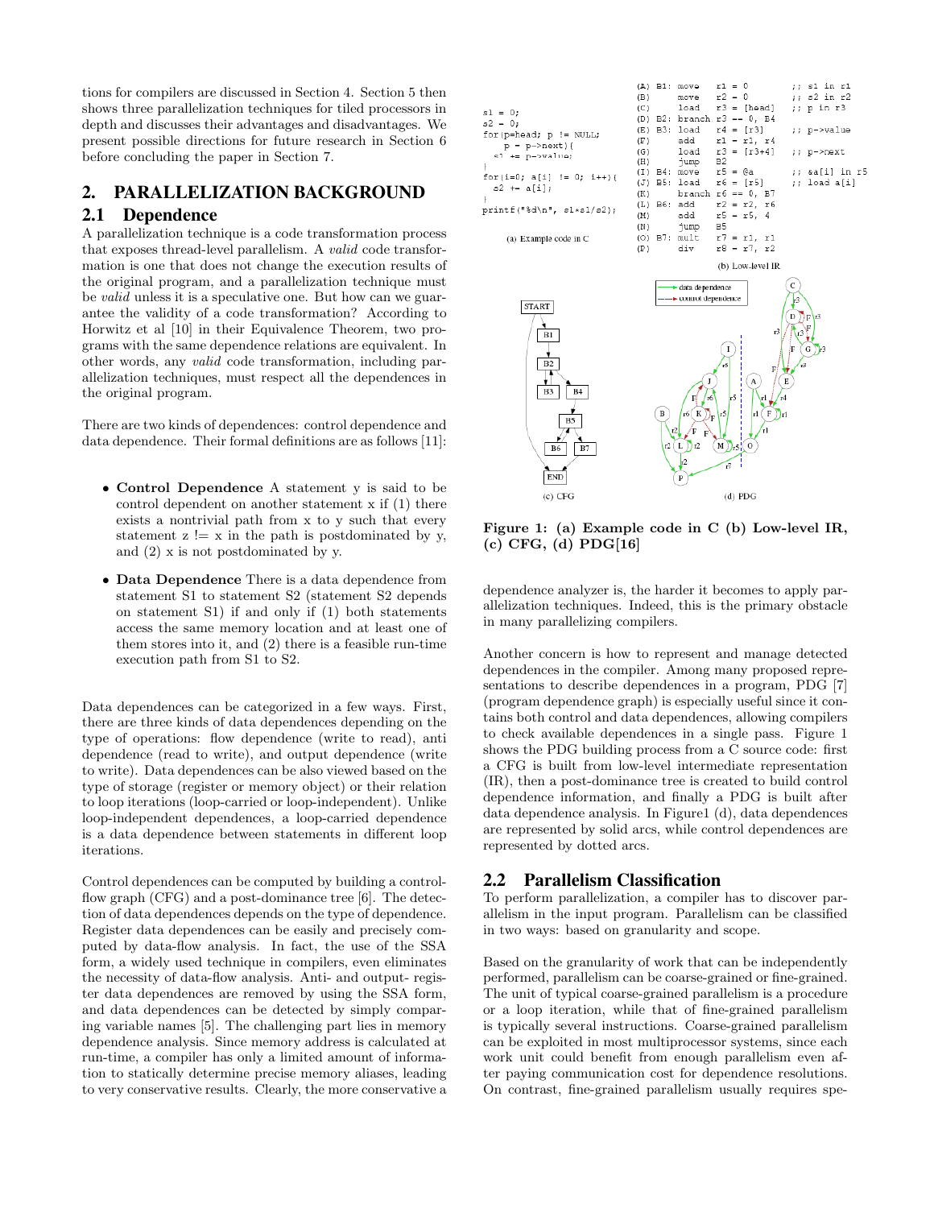tions for compilers are discussed in Section 4. Section 5 then shows three parallelization techniques for tiled processors in depth and discusses their advantages and disadvantages. We present possible directions for future research in Section 6 before concluding the paper in Section 7.

## 2. PARALLELIZATION BACKGROUND

### 2.1 Dependence

A parallelization technique is a code transformation process that exposes thread-level parallelism. A *valid* code transformation is one that does not change the execution results of the original program, and a parallelization technique must be *valid* unless it is a speculative one. But how can we guarantee the validity of a code transformation? According to Horwitz et al [10] in their Equivalence Theorem, two programs with the same dependence relations are equivalent. In other words, any *valid* code transformation, including parallelization techniques, must respect all the dependences in the original program.

There are two kinds of dependences: control dependence and data dependence. Their formal definitions are as follows [11]:

- **Control Dependence** A statement y is said to be control dependent on another statement x if (1) there exists a nontrivial path from x to y such that every statement z != x in the path is postdominated by y, and (2) x is not postdominated by y.
- **Data Dependence** There is a data dependence from statement S1 to statement S2 (statement S2 depends on statement S1) if and only if (1) both statements access the same memory location and at least one of them stores into it, and (2) there is a feasible run-time execution path from S1 to S2.

Data dependences can be categorized in a few ways. First, there are three kinds of data dependences depending on the type of operations: flow dependence (write to read), anti dependence (read to write), and output dependence (write to write). Data dependences can be also viewed based on the type of storage (register or memory object) or their relation to loop iterations (loop-carried or loop-independent). Unlike loop-independent dependences, a loop-carried dependence is a data dependence between statements in different loop iterations.

Control dependences can be computed by building a control-flow graph (CFG) and a post-dominance tree [6]. The detection of data dependences depends on the type of dependence. Register data dependences can be easily and precisely computed by data-flow analysis. In fact, the use of the SSA form, a widely used technique in compilers, even eliminates the necessity of data-flow analysis. Anti- and output- register data dependences are removed by using the SSA form, and data dependences can be detected by simply comparing variable names [5]. The challenging part lies in memory dependence analysis. Since memory address is calculated at run-time, a compiler has only a limited amount of information to statically determine precise memory aliases, leading to very conservative results. Clearly, the more conservative a

```
s1 = 0;
s2 = 0;
for(p=head; p != NULL;
    p = p->next){
  s1 += p->value;
}
for(i=0; a[i] != 0; i++){
  s2 += a[i];
}
printf("%d\n", s1*s1/s2);
```

(a) Example code in C

```
(A) B1: move   r1 = 0          ;; s1 in r1
(B)     move   r2 = 0          ;; s2 in r2
(C)     load   r3 = [head]     ;; p in r3
(D) B2: branch r3 == 0, B4
(E) B3: load   r4 = [r3]       ;; p->value
(F)     add    r1 = r1, r4
(G)     load   r3 = [r3+4]     ;; p->next
(H)     jump   B2
(I) B4: move   r5 = @a         ;; &a[i] in r5
(J) B5: load   r6 = [r5]       ;; load a[i]
(K)     branch r6 == 0, B7
(L) B6: add    r2 = r2, r6
(M)     add    r5 = r5, 4
(N)     jump   B5
(O) B7: mult   r7 = r1, r1
(P)     div    r8 = r7, r2
```

(b) Low-level IR

(c) CFG  (d) PDG

**Figure 1: (a) Example code in C (b) Low-level IR, (c) CFG, (d) PDG[16]**

dependence analyzer is, the harder it becomes to apply parallelization techniques. Indeed, this is the primary obstacle in many parallelizing compilers.

Another concern is how to represent and manage detected dependences in the compiler. Among many proposed representations to describe dependences in a program, PDG [7] (program dependence graph) is especially useful since it contains both control and data dependences, allowing compilers to check available dependences in a single pass. Figure 1 shows the PDG building process from a C source code: first a CFG is built from low-level intermediate representation (IR), then a post-dominance tree is created to build control dependence information, and finally a PDG is built after data dependence analysis. In Figure1 (d), data dependences are represented by solid arcs, while control dependences are represented by dotted arcs.

### 2.2 Parallelism Classification

To perform parallelization, a compiler has to discover parallelism in the input program. Parallelism can be classified in two ways: based on granularity and scope.

Based on the granularity of work that can be independently performed, parallelism can be coarse-grained or fine-grained. The unit of typical coarse-grained parallelism is a procedure or a loop iteration, while that of fine-grained parallelism is typically several instructions. Coarse-grained parallelism can be exploited in most multiprocessor systems, since each work unit could benefit from enough parallelism even after paying communication cost for dependence resolutions. On contrast, fine-grained parallelism usually requires spe-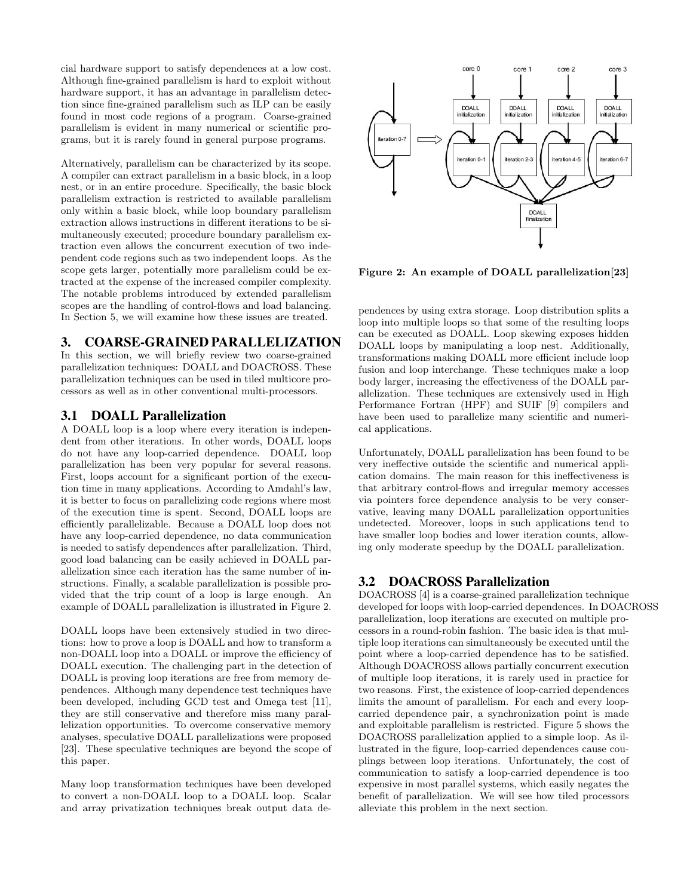cial hardware support to satisfy dependences at a low cost. Although fine-grained parallelism is hard to exploit without hardware support, it has an advantage in parallelism detection since fine-grained parallelism such as ILP can be easily found in most code regions of a program. Coarse-grained parallelism is evident in many numerical or scientific programs, but it is rarely found in general purpose programs.

Alternatively, parallelism can be characterized by its scope. A compiler can extract parallelism in a basic block, in a loop nest, or in an entire procedure. Specifically, the basic block parallelism extraction is restricted to available parallelism only within a basic block, while loop boundary parallelism extraction allows instructions in different iterations to be simultaneously executed; procedure boundary parallelism extraction even allows the concurrent execution of two independent code regions such as two independent loops. As the scope gets larger, potentially more parallelism could be extracted at the expense of the increased compiler complexity. The notable problems introduced by extended parallelism scopes are the handling of control-flows and load balancing. In Section 5, we will examine how these issues are treated.

## 3. COARSE-GRAINED PARALLELIZATION

In this section, we will briefly review two coarse-grained parallelization techniques: DOALL and DOACROSS. These parallelization techniques can be used in tiled multicore processors as well as in other conventional multi-processors.

### 3.1 DOALL Parallelization

A DOALL loop is a loop where every iteration is independent from other iterations. In other words, DOALL loops do not have any loop-carried dependence. DOALL loop parallelization has been very popular for several reasons. First, loops account for a significant portion of the execution time in many applications. According to Amdahl's law, it is better to focus on parallelizing code regions where most of the execution time is spent. Second, DOALL loops are efficiently parallelizable. Because a DOALL loop does not have any loop-carried dependence, no data communication is needed to satisfy dependences after parallelization. Third, good load balancing can be easily achieved in DOALL parallelization since each iteration has the same number of instructions. Finally, a scalable parallelization is possible provided that the trip count of a loop is large enough. An example of DOALL parallelization is illustrated in Figure 2.

**Figure 2: An example of DOALL parallelization[23]**

DOALL loops have been extensively studied in two directions: how to prove a loop is DOALL and how to transform a non-DOALL loop into a DOALL loop or improve the efficiency of DOALL execution. The challenging part in the detection of DOALL is proving loop iterations are free from memory dependences. Although many dependence test techniques have been developed, including GCD test and Omega test [11], they are still conservative and therefore miss many parallelization opportunities. To overcome conservative memory analyses, speculative DOALL parallelizations were proposed [23]. These speculative techniques are beyond the scope of this paper.

Many loop transformation techniques have been developed to convert a non-DOALL loop to a DOALL loop. Scalar and array privatization techniques break output data dependences by using extra storage. Loop distribution splits a loop into multiple loops so that some of the resulting loops can be executed as DOALL. Loop skewing exposes hidden DOALL loops by manipulating a loop nest. Additionally, transformations making DOALL more efficient include loop fusion and loop interchange. These techniques make a loop body larger, increasing the effectiveness of the DOALL parallelization. These techniques are extensively used in High Performance Fortran (HPF) and SUIF [9] compilers and have been used to parallelize many scientific and numerical applications.

Unfortunately, DOALL parallelization has been found to be very ineffective outside the scientific and numerical application domains. The main reason for this ineffectiveness is that arbitrary control-flows and irregular memory accesses via pointers force dependence analysis to be very conservative, leaving many DOALL parallelization opportunities undetected. Moreover, loops in such applications tend to have smaller loop bodies and lower iteration counts, allowing only moderate speedup by the DOALL parallelization.

### 3.2 DOACROSS Parallelization

DOACROSS [4] is a coarse-grained parallelization technique developed for loops with loop-carried dependences. In DOACROSS parallelization, loop iterations are executed on multiple processors in a round-robin fashion. The basic idea is that multiple loop iterations can simultaneously be executed until the point where a loop-carried dependence has to be satisfied. Although DOACROSS allows partially concurrent execution of multiple loop iterations, it is rarely used in practice for two reasons. First, the existence of loop-carried dependences limits the amount of parallelism. For each and every loop-carried dependence pair, a synchronization point is made and exploitable parallelism is restricted. Figure 5 shows the DOACROSS parallelization applied to a simple loop. As illustrated in the figure, loop-carried dependences cause couplings between loop iterations. Unfortunately, the cost of communication to satisfy a loop-carried dependence is too expensive in most parallel systems, which easily negates the benefit of parallelization. We will see how tiled processors alleviate this problem in the next section.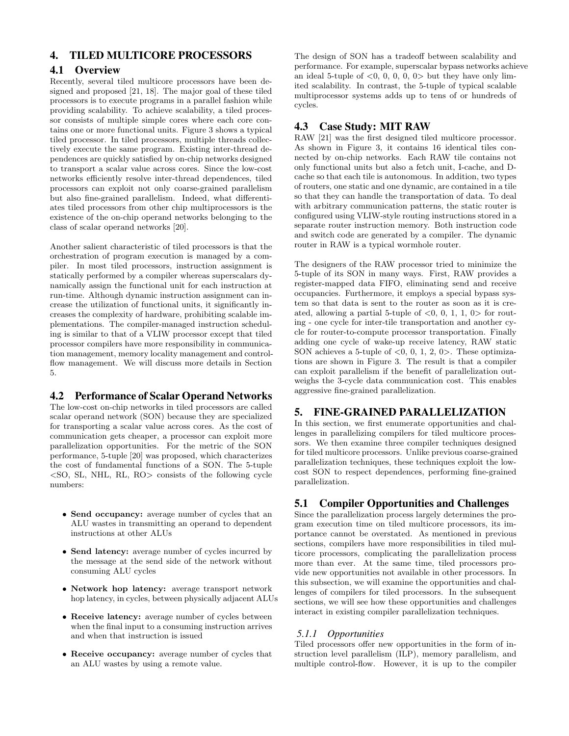## 4. TILED MULTICORE PROCESSORS

### 4.1 Overview

Recently, several tiled multicore processors have been designed and proposed [21, 18]. The major goal of these tiled processors is to execute programs in a parallel fashion while providing scalability. To achieve scalability, a tiled processor consists of multiple simple cores where each core contains one or more functional units. Figure 3 shows a typical tiled processor. In tiled processors, multiple threads collectively execute the same program. Existing inter-thread dependences are quickly satisfied by on-chip networks designed to transport a scalar value across cores. Since the low-cost networks efficiently resolve inter-thread dependences, tiled processors can exploit not only coarse-grained parallelism but also fine-grained parallelism. Indeed, what differentiates tiled processors from other chip multiprocessors is the existence of the on-chip operand networks belonging to the class of scalar operand networks [20].

Another salient characteristic of tiled processors is that the orchestration of program execution is managed by a compiler. In most tiled processors, instruction assignment is statically performed by a compiler whereas superscalars dynamically assign the functional unit for each instruction at run-time. Although dynamic instruction assignment can increase the utilization of functional units, it significantly increases the complexity of hardware, prohibiting scalable implementations. The compiler-managed instruction scheduling is similar to that of a VLIW processor except that tiled processor compilers have more responsibility in communication management, memory locality management and control-flow management. We will discuss more details in Section 5.

### 4.2 Performance of Scalar Operand Networks

The low-cost on-chip networks in tiled processors are called scalar operand network (SON) because they are specialized for transporting a scalar value across cores. As the cost of communication gets cheaper, a processor can exploit more parallelization opportunities. For the metric of the SON performance, 5-tuple [20] was proposed, which characterizes the cost of fundamental functions of a SON. The 5-tuple <SO, SL, NHL, RL, RO> consists of the following cycle numbers:

- **Send occupancy:** average number of cycles that an ALU wastes in transmitting an operand to dependent instructions at other ALUs
- **Send latency:** average number of cycles incurred by the message at the send side of the network without consuming ALU cycles
- **Network hop latency:** average transport network hop latency, in cycles, between physically adjacent ALUs
- **Receive latency:** average number of cycles between when the final input to a consuming instruction arrives and when that instruction is issued
- **Receive occupancy:** average number of cycles that an ALU wastes by using a remote value.

The design of SON has a tradeoff between scalability and performance. For example, superscalar bypass networks achieve an ideal 5-tuple of <0, 0, 0, 0, 0> but they have only limited scalability. In contrast, the 5-tuple of typical scalable multiprocessor systems adds up to tens of or hundreds of cycles.

### 4.3 Case Study: MIT RAW

RAW [21] was the first designed tiled multicore processor. As shown in Figure 3, it contains 16 identical tiles connected by on-chip networks. Each RAW tile contains not only functional units but also a fetch unit, I-cache, and D-cache so that each tile is autonomous. In addition, two types of routers, one static and one dynamic, are contained in a tile so that they can handle the transportation of data. To deal with arbitrary communication patterns, the static router is configured using VLIW-style routing instructions stored in a separate router instruction memory. Both instruction code and switch code are generated by a compiler. The dynamic router in RAW is a typical wormhole router.

The designers of the RAW processor tried to minimize the 5-tuple of its SON in many ways. First, RAW provides a register-mapped data FIFO, eliminating send and receive occupancies. Furthermore, it employs a special bypass system so that data is sent to the router as soon as it is created, allowing a partial 5-tuple of <0, 0, 1, 1, 0> for routing - one cycle for inter-tile transportation and another cycle for router-to-compute processor transportation. Finally adding one cycle of wake-up receive latency, RAW static SON achieves a 5-tuple of <0, 0, 1, 2, 0>. These optimizations are shown in Figure 3. The result is that a compiler can exploit parallelism if the benefit of parallelization outweighs the 3-cycle data communication cost. This enables aggressive fine-grained parallelization.

## 5. FINE-GRAINED PARALLELIZATION

In this section, we first enumerate opportunities and challenges in parallelizing compilers for tiled multicore processors. We then examine three compiler techniques designed for tiled multicore processors. Unlike previous coarse-grained parallelization techniques, these techniques exploit the low-cost SON to respect dependences, performing fine-grained parallelization.

### 5.1 Compiler Opportunities and Challenges

Since the parallelization process largely determines the program execution time on tiled multicore processors, its importance cannot be overstated. As mentioned in previous sections, compilers have more responsibilities in tiled multicore processors, complicating the parallelization process more than ever. At the same time, tiled processors provide new opportunities not available in other processors. In this subsection, we will examine the opportunities and challenges of compilers for tiled processors. In the subsequent sections, we will see how these opportunities and challenges interact in existing compiler parallelization techniques.

#### *5.1.1 Opportunities*

Tiled processors offer new opportunities in the form of instruction level parallelism (ILP), memory parallelism, and multiple control-flow. However, it is up to the compiler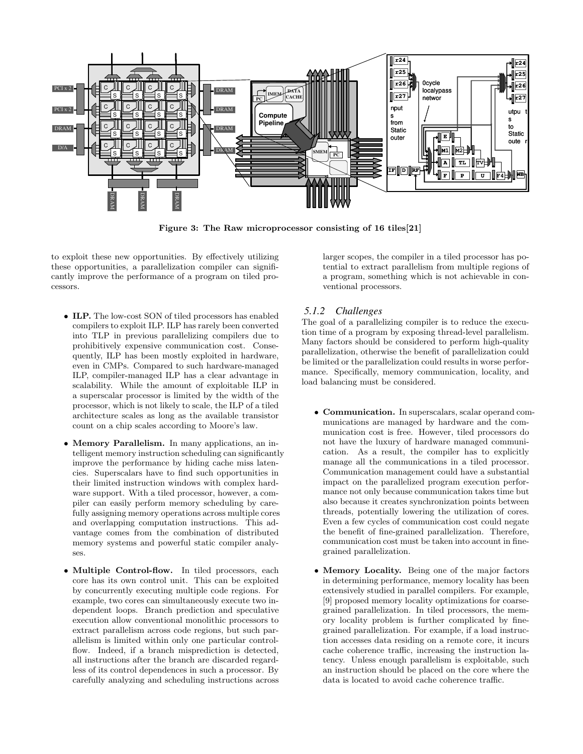Figure 3: The Raw microprocessor consisting of 16 tiles[21]

to exploit these new opportunities. By effectively utilizing these opportunities, a parallelization compiler can significantly improve the performance of a program on tiled processors.

- **ILP.** The low-cost SON of tiled processors has enabled compilers to exploit ILP. ILP has rarely been converted into TLP in previous parallelizing compilers due to prohibitively expensive communication cost. Consequently, ILP has been mostly exploited in hardware, even in CMPs. Compared to such hardware-managed ILP, compiler-managed ILP has a clear advantage in scalability. While the amount of exploitable ILP in a superscalar processor is limited by the width of the processor, which is not likely to scale, the ILP of a tiled architecture scales as long as the available transistor count on a chip scales according to Moore's law.

- **Memory Parallelism.** In many applications, an intelligent memory instruction scheduling can significantly improve the performance by hiding cache miss latencies. Superscalars have to find such opportunities in their limited instruction windows with complex hardware support. With a tiled processor, however, a compiler can easily perform memory scheduling by carefully assigning memory operations across multiple cores and overlapping computation instructions. This advantage comes from the combination of distributed memory systems and powerful static compiler analyses.

- **Multiple Control-flow.** In tiled processors, each core has its own control unit. This can be exploited by concurrently executing multiple code regions. For example, two cores can simultaneously execute two independent loops. Branch prediction and speculative execution allow conventional monolithic processors to extract parallelism across code regions, but such parallelism is limited within only one particular control-flow. Indeed, if a branch misprediction is detected, all instructions after the branch are discarded regardless of its control dependences in such a processor. By carefully analyzing and scheduling instructions across larger scopes, the compiler in a tiled processor has potential to extract parallelism from multiple regions of a program, something which is not achievable in conventional processors.

### 5.1.2 Challenges

The goal of a parallelizing compiler is to reduce the execution time of a program by exposing thread-level parallelism. Many factors should be considered to perform high-quality parallelization, otherwise the benefit of parallelization could be limited or the parallelization could results in worse performance. Specifically, memory communication, locality, and load balancing must be considered.

- **Communication.** In superscalars, scalar operand communications are managed by hardware and the communication cost is free. However, tiled processors do not have the luxury of hardware managed communication. As a result, the compiler has to explicitly manage all the communications in a tiled processor. Communication management could have a substantial impact on the parallelized program execution performance not only because communication takes time but also because it creates synchronization points between threads, potentially lowering the utilization of cores. Even a few cycles of communication cost could negate the benefit of fine-grained parallelization. Therefore, communication cost must be taken into account in fine-grained parallelization.

- **Memory Locality.** Being one of the major factors in determining performance, memory locality has been extensively studied in parallel compilers. For example, [9] proposed memory locality optimizations for coarse-grained parallelization. In tiled processors, the memory locality problem is further complicated by fine-grained parallelization. For example, if a load instruction accesses data residing on a remote core, it incurs cache coherence traffic, increasing the instruction latency. Unless enough parallelism is exploitable, such an instruction should be placed on the core where the data is located to avoid cache coherence traffic.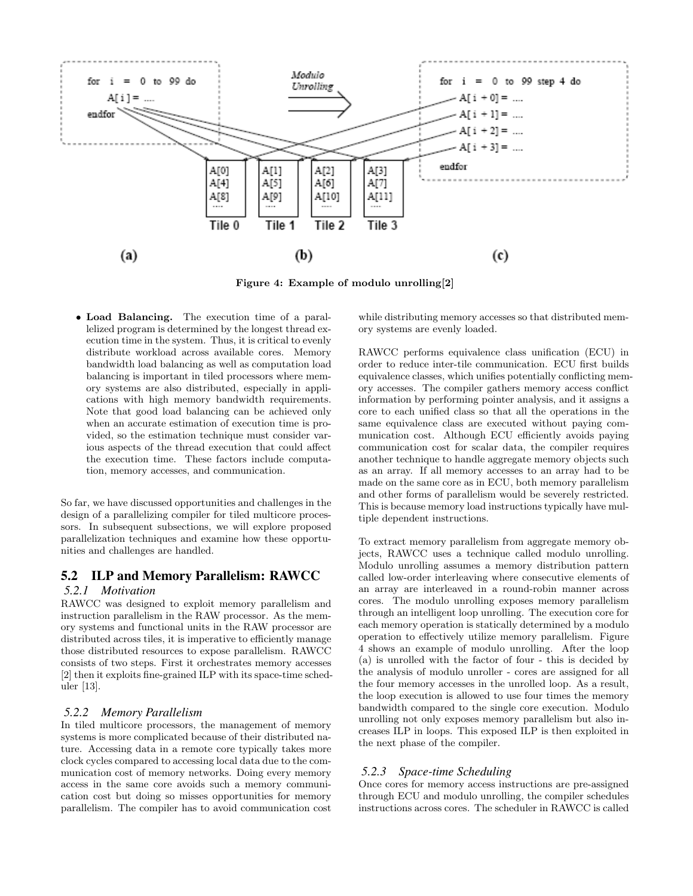```
for i = 0 to 99 do
    A[i] = ....
endfor
```

Modulo Unrolling

| Tile 0 | Tile 1 | Tile 2 | Tile 3 |
|---|---|---|---|
| A[0] | A[1] | A[2] | A[3] |
| A[4] | A[5] | A[6] | A[7] |
| A[8] | A[9] | A[10] | A[11] |
| .... | .... | .... | .... |

```
for i = 0 to 99 step 4 do
    A[i + 0] = ....
    A[i + 1] = ....
    A[i + 2] = ....
    A[i + 3] = ....
endfor
```

(a) (b) (c)

**Figure 4: Example of modulo unrolling[2]**

- **Load Balancing.** The execution time of a parallelized program is determined by the longest thread execution time in the system. Thus, it is critical to evenly distribute workload across available cores. Memory bandwidth load balancing as well as computation load balancing is important in tiled processors where memory systems are also distributed, especially in applications with high memory bandwidth requirements. Note that good load balancing can be achieved only when an accurate estimation of execution time is provided, so the estimation technique must consider various aspects of the thread execution that could affect the execution time. These factors include computation, memory accesses, and communication.

So far, we have discussed opportunities and challenges in the design of a parallelizing compiler for tiled multicore processors. In subsequent subsections, we will explore proposed parallelization techniques and examine how these opportunities and challenges are handled.

## 5.2 ILP and Memory Parallelism: RAWCC

### *5.2.1 Motivation*

RAWCC was designed to exploit memory parallelism and instruction parallelism in the RAW processor. As the memory systems and functional units in the RAW processor are distributed across tiles, it is imperative to efficiently manage those distributed resources to expose parallelism. RAWCC consists of two steps. First it orchestrates memory accesses [2] then it exploits fine-grained ILP with its space-time scheduler [13].

### *5.2.2 Memory Parallelism*

In tiled multicore processors, the management of memory systems is more complicated because of their distributed nature. Accessing data in a remote core typically takes more clock cycles compared to accessing local data due to the communication cost of memory networks. Doing every memory access in the same core avoids such a memory communication cost but doing so misses opportunities for memory parallelism. The compiler has to avoid communication cost while distributing memory accesses so that distributed memory systems are evenly loaded.

RAWCC performs equivalence class unification (ECU) in order to reduce inter-tile communication. ECU first builds equivalence classes, which unifies potentially conflicting memory accesses. The compiler gathers memory access conflict information by performing pointer analysis, and it assigns a core to each unified class so that all the operations in the same equivalence class are executed without paying communication cost. Although ECU efficiently avoids paying communication cost for scalar data, the compiler requires another technique to handle aggregate memory objects such as an array. If all memory accesses to an array had to be made on the same core as in ECU, both memory parallelism and other forms of parallelism would be severely restricted. This is because memory load instructions typically have multiple dependent instructions.

To extract memory parallelism from aggregate memory objects, RAWCC uses a technique called modulo unrolling. Modulo unrolling assumes a memory distribution pattern called low-order interleaving where consecutive elements of an array are interleaved in a round-robin manner across cores. The modulo unrolling exposes memory parallelism through an intelligent loop unrolling. The execution core for each memory operation is statically determined by a modulo operation to effectively utilize memory parallelism. Figure 4 shows an example of modulo unrolling. After the loop (a) is unrolled with the factor of four - this is decided by the analysis of modulo unroller - cores are assigned for all the four memory accesses in the unrolled loop. As a result, the loop execution is allowed to use four times the memory bandwidth compared to the single core execution. Modulo unrolling not only exposes memory parallelism but also increases ILP in loops. This exposed ILP is then exploited in the next phase of the compiler.

### *5.2.3 Space-time Scheduling*

Once cores for memory access instructions are pre-assigned through ECU and modulo unrolling, the compiler schedules instructions across cores. The scheduler in RAWCC is called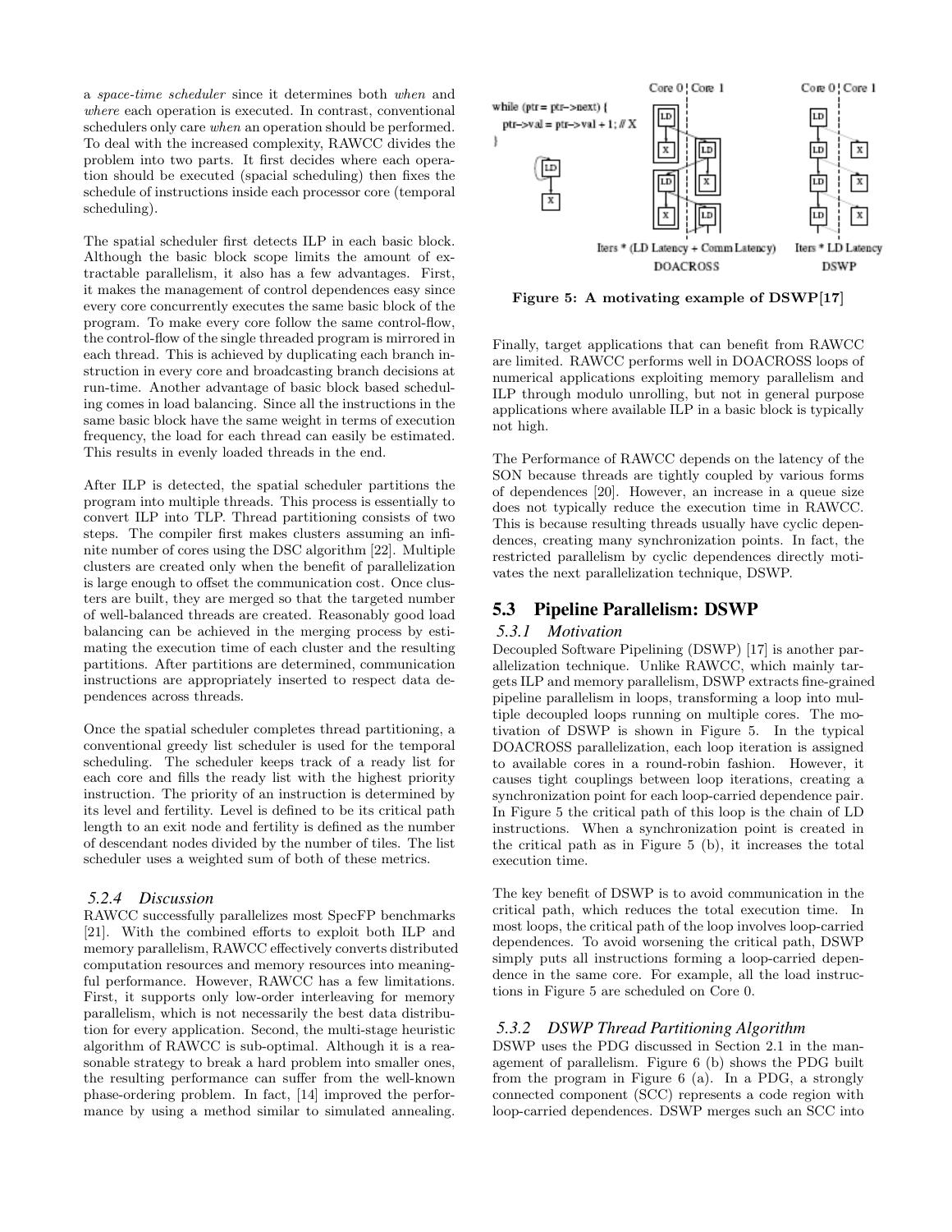a *space-time scheduler* since it determines both *when* and *where* each operation is executed. In contrast, conventional schedulers only care *when* an operation should be performed. To deal with the increased complexity, RAWCC divides the problem into two parts. It first decides where each operation should be executed (spacial scheduling) then fixes the schedule of instructions inside each processor core (temporal scheduling).

The spatial scheduler first detects ILP in each basic block. Although the basic block scope limits the amount of extractable parallelism, it also has a few advantages. First, it makes the management of control dependences easy since every core concurrently executes the same basic block of the program. To make every core follow the same control-flow, the control-flow of the single threaded program is mirrored in each thread. This is achieved by duplicating each branch instruction in every core and broadcasting branch decisions at run-time. Another advantage of basic block based scheduling comes in load balancing. Since all the instructions in the same basic block have the same weight in terms of execution frequency, the load for each thread can easily be estimated. This results in evenly loaded threads in the end.

After ILP is detected, the spatial scheduler partitions the program into multiple threads. This process is essentially to convert ILP into TLP. Thread partitioning consists of two steps. The compiler first makes clusters assuming an infinite number of cores using the DSC algorithm [22]. Multiple clusters are created only when the benefit of parallelization is large enough to offset the communication cost. Once clusters are built, they are merged so that the targeted number of well-balanced threads are created. Reasonably good load balancing can be achieved in the merging process by estimating the execution time of each cluster and the resulting partitions. After partitions are determined, communication instructions are appropriately inserted to respect data dependences across threads.

Once the spatial scheduler completes thread partitioning, a conventional greedy list scheduler is used for the temporal scheduling. The scheduler keeps track of a ready list for each core and fills the ready list with the highest priority instruction. The priority of an instruction is determined by its level and fertility. Level is defined to be its critical path length to an exit node and fertility is defined as the number of descendant nodes divided by the number of tiles. The list scheduler uses a weighted sum of both of these metrics.

#### 5.2.4 Discussion

RAWCC successfully parallelizes most SpecFP benchmarks [21]. With the combined efforts to exploit both ILP and memory parallelism, RAWCC effectively converts distributed computation resources and memory resources into meaningful performance. However, RAWCC has a few limitations. First, it supports only low-order interleaving for memory parallelism, which is not necessarily the best data distribution for every application. Second, the multi-stage heuristic algorithm of RAWCC is sub-optimal. Although it is a reasonable strategy to break a hard problem into smaller ones, the resulting performance can suffer from the well-known phase-ordering problem. In fact, [14] improved the performance by using a method similar to simulated annealing.

Figure 5: A motivating example of DSWP[17]

Finally, target applications that can benefit from RAWCC are limited. RAWCC performs well in DOACROSS loops of numerical applications exploiting memory parallelism and ILP through modulo unrolling, but not in general purpose applications where available ILP in a basic block is typically not high.

The Performance of RAWCC depends on the latency of the SON because threads are tightly coupled by various forms of dependences [20]. However, an increase in a queue size does not typically reduce the execution time in RAWCC. This is because resulting threads usually have cyclic dependences, creating many synchronization points. In fact, the restricted parallelism by cyclic dependences directly motivates the next parallelization technique, DSWP.

## 5.3 Pipeline Parallelism: DSWP

#### 5.3.1 Motivation

Decoupled Software Pipelining (DSWP) [17] is another parallelization technique. Unlike RAWCC, which mainly targets ILP and memory parallelism, DSWP extracts fine-grained pipeline parallelism in loops, transforming a loop into multiple decoupled loops running on multiple cores. The motivation of DSWP is shown in Figure 5. In the typical DOACROSS parallelization, each loop iteration is assigned to available cores in a round-robin fashion. However, it causes tight couplings between loop iterations, creating a synchronization point for each loop-carried dependence pair. In Figure 5 the critical path of this loop is the chain of LD instructions. When a synchronization point is created in the critical path as in Figure 5 (b), it increases the total execution time.

The key benefit of DSWP is to avoid communication in the critical path, which reduces the total execution time. In most loops, the critical path of the loop involves loop-carried dependences. To avoid worsening the critical path, DSWP simply puts all instructions forming a loop-carried dependence in the same core. For example, all the load instructions in Figure 5 are scheduled on Core 0.

#### 5.3.2 DSWP Thread Partitioning Algorithm

DSWP uses the PDG discussed in Section 2.1 in the management of parallelism. Figure 6 (b) shows the PDG built from the program in Figure 6 (a). In a PDG, a strongly connected component (SCC) represents a code region with loop-carried dependences. DSWP merges such an SCC into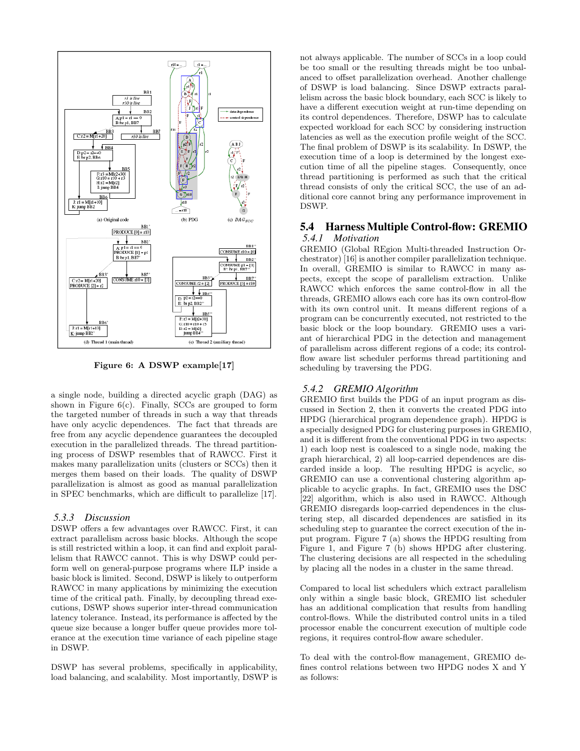Figure 6: A DSWP example[17]

a single node, building a directed acyclic graph (DAG) as shown in Figure 6(c). Finally, SCCs are grouped to form the targeted number of threads in such a way that threads have only acyclic dependences. The fact that threads are free from any acyclic dependence guarantees the decoupled execution in the parallelized threads. The thread partitioning process of DSWP resembles that of RAWCC. First it makes many parallelization units (clusters or SCCs) then it merges them based on their loads. The quality of DSWP parallelization is almost as good as manual parallelization in SPEC benchmarks, which are difficult to parallelize [17].

### 5.3.3 Discussion

DSWP offers a few advantages over RAWCC. First, it can extract parallelism across basic blocks. Although the scope is still restricted within a loop, it can find and exploit parallelism that RAWCC cannot. This is why DSWP could perform well on general-purpose programs where ILP inside a basic block is limited. Second, DSWP is likely to outperform RAWCC in many applications by minimizing the execution time of the critical path. Finally, by decoupling thread executions, DSWP shows superior inter-thread communication latency tolerance. Instead, its performance is affected by the queue size because a longer buffer queue provides more tolerance at the execution time variance of each pipeline stage in DSWP.

DSWP has several problems, specifically in applicability, load balancing, and scalability. Most importantly, DSWP is not always applicable. The number of SCCs in a loop could be too small or the resulting threads might be too unbalanced to offset parallelization overhead. Another challenge of DSWP is load balancing. Since DSWP extracts parallelism across the basic block boundary, each SCC is likely to have a different execution weight at run-time depending on its control dependences. Therefore, DSWP has to calculate expected workload for each SCC by considering instruction latencies as well as the execution profile weight of the SCC. The final problem of DSWP is its scalability. In DSWP, the execution time of a loop is determined by the longest execution time of all the pipeline stages. Consequently, once thread partitioning is performed as such that the critical thread consists of only the critical SCC, the use of an additional core cannot bring any performance improvement in DSWP.

## 5.4 Harness Multiple Control-flow: GREMIO

### 5.4.1 Motivation

GREMIO (Global REgion Multi-threaded Instruction Orchestrator) [16] is another compiler parallelization technique. In overall, GREMIO is similar to RAWCC in many aspects, except the scope of parallelism extraction. Unlike RAWCC which enforces the same control-flow in all the threads, GREMIO allows each core has its own control-flow with its own control unit. It means different regions of a program can be concurrently executed, not restricted to the basic block or the loop boundary. GREMIO uses a variant of hierarchical PDG in the detection and management of parallelism across different regions of a code; its control-flow aware list scheduler performs thread partitioning and scheduling by traversing the PDG.

### 5.4.2 GREMIO Algorithm

GREMIO first builds the PDG of an input program as discussed in Section 2, then it converts the created PDG into HPDG (hierarchical program dependence graph). HPDG is a specially designed PDG for clustering purposes in GREMIO, and it is different from the conventional PDG in two aspects: 1) each loop nest is coalesced to a single node, making the graph hierarchical, 2) all loop-carried dependences are discarded inside a loop. The resulting HPDG is acyclic, so GREMIO can use a conventional clustering algorithm applicable to acyclic graphs. In fact, GREMIO uses the DSC [22] algorithm, which is also used in RAWCC. Although GREMIO disregards loop-carried dependences in the clustering step, all discarded dependences are satisfied in its scheduling step to guarantee the correct execution of the input program. Figure 7 (a) shows the HPDG resulting from Figure 1, and Figure 7 (b) shows HPDG after clustering. The clustering decisions are all respected in the scheduling by placing all the nodes in a cluster in the same thread.

Compared to local list schedulers which extract parallelism only within a single basic block, GREMIO list scheduler has an additional complication that results from handling control-flows. While the distributed control units in a tiled processor enable the concurrent execution of multiple code regions, it requires control-flow aware scheduler.

To deal with the control-flow management, GREMIO defines control relations between two HPDG nodes X and Y as follows: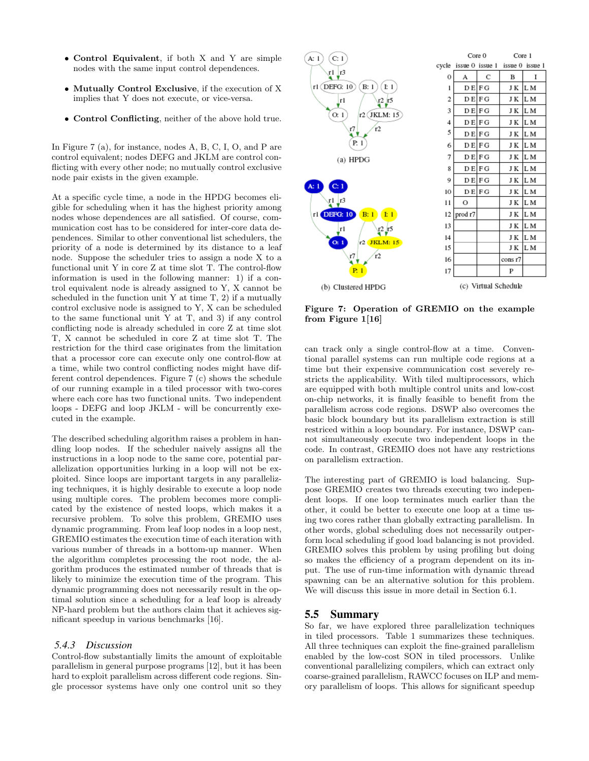- **Control Equivalent**, if both X and Y are simple nodes with the same input control dependences.
- **Mutually Control Exclusive**, if the execution of X implies that Y does not execute, or vice-versa.
- **Control Conflicting**, neither of the above hold true.

In Figure 7 (a), for instance, nodes A, B, C, I, O, and P are control equivalent; nodes DEFG and JKLM are control conflicting with every other node; no mutually control exclusive node pair exists in the given example.

At a specific cycle time, a node in the HPDG becomes eligible for scheduling when it has the highest priority among nodes whose dependences are all satisfied. Of course, communication cost has to be considered for inter-core data dependences. Similar to other conventional list schedulers, the priority of a node is determined by its distance to a leaf node. Suppose the scheduler tries to assign a node X to a functional unit Y in core Z at time slot T. The control-flow information is used in the following manner: 1) if a control equivalent node is already assigned to Y, X cannot be scheduled in the function unit Y at time T, 2) if a mutually control exclusive node is assigned to Y, X can be scheduled to the same functional unit Y at T, and 3) if any control conflicting node is already scheduled in core Z at time slot T, X cannot be scheduled in core Z at time slot T. The restriction for the third case originates from the limitation that a processor core can execute only one control-flow at a time, while two control conflicting nodes might have different control dependences. Figure 7 (c) shows the schedule of our running example in a tiled processor with two-cores where each core has two functional units. Two independent loops - DEFG and loop JKLM - will be concurrently executed in the example.

The described scheduling algorithm raises a problem in handling loop nodes. If the scheduler naively assigns all the instructions in a loop node to the same core, potential parallelization opportunities lurking in a loop will not be exploited. Since loops are important targets in any parallelizing techniques, it is highly desirable to execute a loop node using multiple cores. The problem becomes more complicated by the existence of nested loops, which makes it a recursive problem. To solve this problem, GREMIO uses dynamic programming. From leaf loop nodes in a loop nest, GREMIO estimates the execution time of each iteration with various number of threads in a bottom-up manner. When the algorithm completes processing the root node, the algorithm produces the estimated number of threads that is likely to minimize the execution time of the program. This dynamic programming does not necessarily result in the optimal solution since a scheduling for a leaf loop is already NP-hard problem but the authors claim that it achieves significant speedup in various benchmarks [16].

### 5.4.3 Discussion

Control-flow substantially limits the amount of exploitable parallelism in general purpose programs [12], but it has been hard to exploit parallelism across different code regions. Single processor systems have only one control unit so they can track only a single control-flow at a time. Conventional parallel systems can run multiple code regions at a time but their expensive communication cost severely restricts the applicability. With tiled multiprocessors, which are equipped with both multiple control units and low-cost on-chip networks, it is finally feasible to benefit from the parallelism across code regions. DSWP also overcomes the basic block boundary but its parallelism extraction is still restriced within a loop boundary. For instance, DSWP cannot simultaneously execute two independent loops in the code. In contrast, GREMIO does not have any restrictions on parallelism extraction.

(a) HPDG

(b) Clustered HPDG

| cycle | Core 0 issue 0 | Core 0 issue 1 | Core 1 issue 0 | Core 1 issue 1 |
|---|---|---|---|---|
| 0 | A | C | B | I |
| 1 | DE | FG | JK | LM |
| 2 | DE | FG | JK | LM |
| 3 | DE | FG | JK | LM |
| 4 | DE | FG | JK | LM |
| 5 | DE | FG | JK | LM |
| 6 | DE | FG | JK | LM |
| 7 | DE | FG | JK | LM |
| 8 | DE | FG | JK | LM |
| 9 | DE | FG | JK | LM |
| 10 | DE | FG | JK | LM |
| 11 | O | | JK | LM |
| 12 | prod r7 | | JK | LM |
| 13 | | | JK | LM |
| 14 | | | JK | LM |
| 15 | | | JK | LM |
| 16 | | | cons r7 | |
| 17 | | | P | |

(c) Virtual Schedule

**Figure 7: Operation of GREMIO on the example from Figure 1[16]**

The interesting part of GREMIO is load balancing. Suppose GREMIO creates two threads executing two independent loops. If one loop terminates much earlier than the other, it could be better to execute one loop at a time using two cores rather than globally extracting parallelism. In other words, global scheduling does not necessarily outperform local scheduling if good load balancing is not provided. GREMIO solves this problem by using profiling but doing so makes the efficiency of a program dependent on its input. The use of run-time information with dynamic thread spawning can be an alternative solution for this problem. We will discuss this issue in more detail in Section 6.1.

## 5.5 Summary

So far, we have explored three parallelization techniques in tiled processors. Table 1 summarizes these techniques. All three techniques can exploit the fine-grained parallelism enabled by the low-cost SON in tiled processors. Unlike conventional parallelizing compilers, which can extract only coarse-grained parallelism, RAWCC focuses on ILP and memory parallelism of loops. This allows for significant speedup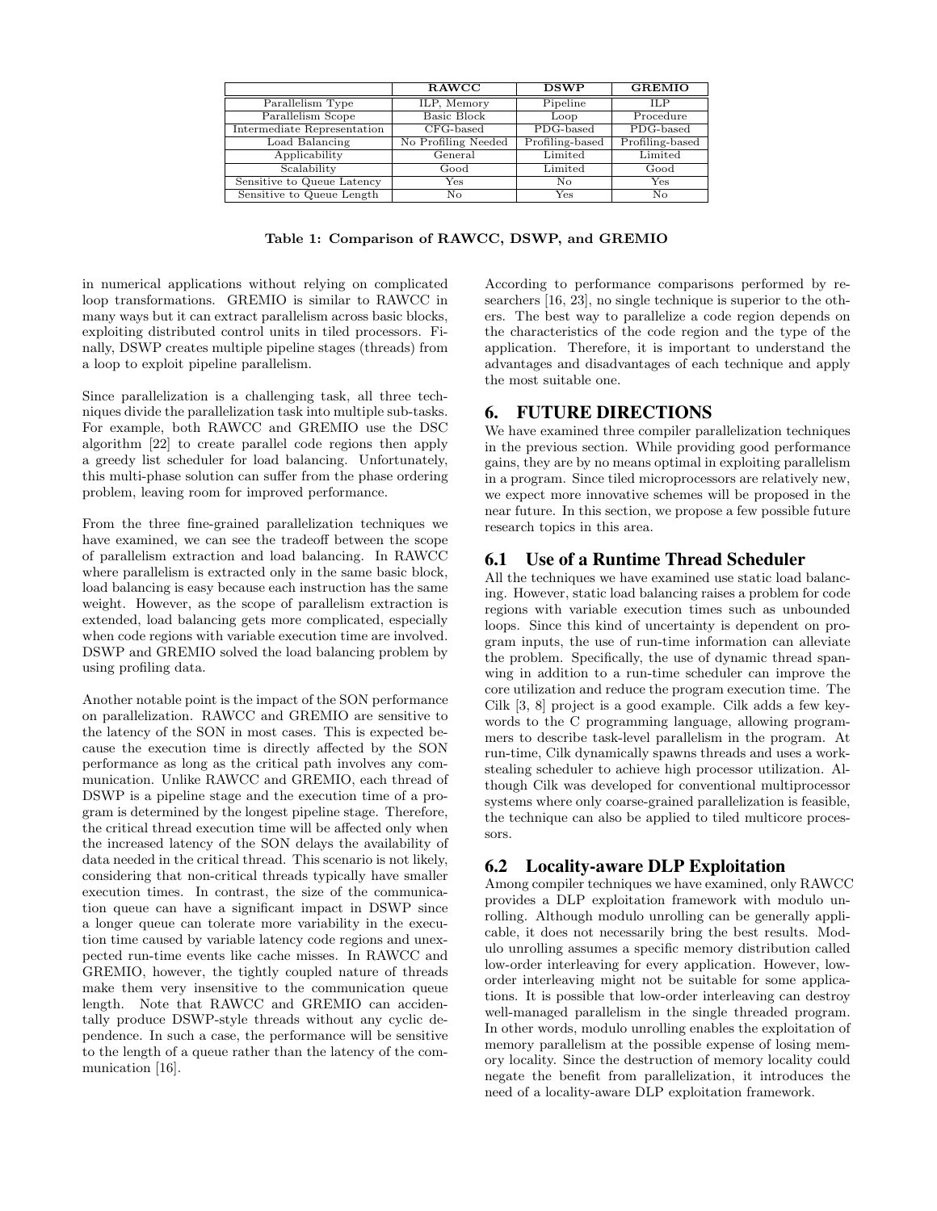| | RAWCC | DSWP | GREMIO |
|---|---|---|---|
| Parallelism Type | ILP, Memory | Pipeline | ILP |
| Parallelism Scope | Basic Block | Loop | Procedure |
| Intermediate Representation | CFG-based | PDG-based | PDG-based |
| Load Balancing | No Profiling Needed | Profiling-based | Profiling-based |
| Applicability | General | Limited | Limited |
| Scalability | Good | Limited | Good |
| Sensitive to Queue Latency | Yes | No | Yes |
| Sensitive to Queue Length | No | Yes | No |

**Table 1: Comparison of RAWCC, DSWP, and GREMIO**

in numerical applications without relying on complicated loop transformations. GREMIO is similar to RAWCC in many ways but it can extract parallelism across basic blocks, exploiting distributed control units in tiled processors. Finally, DSWP creates multiple pipeline stages (threads) from a loop to exploit pipeline parallelism.

Since parallelization is a challenging task, all three techniques divide the parallelization task into multiple sub-tasks. For example, both RAWCC and GREMIO use the DSC algorithm [22] to create parallel code regions then apply a greedy list scheduler for load balancing. Unfortunately, this multi-phase solution can suffer from the phase ordering problem, leaving room for improved performance.

From the three fine-grained parallelization techniques we have examined, we can see the tradeoff between the scope of parallelism extraction and load balancing. In RAWCC where parallelism is extracted only in the same basic block, load balancing is easy because each instruction has the same weight. However, as the scope of parallelism extraction is extended, load balancing gets more complicated, especially when code regions with variable execution time are involved. DSWP and GREMIO solved the load balancing problem by using profiling data.

Another notable point is the impact of the SON performance on parallelization. RAWCC and GREMIO are sensitive to the latency of the SON in most cases. This is expected because the execution time is directly affected by the SON performance as long as the critical path involves any communication. Unlike RAWCC and GREMIO, each thread of DSWP is a pipeline stage and the execution time of a program is determined by the longest pipeline stage. Therefore, the critical thread execution time will be affected only when the increased latency of the SON delays the availability of data needed in the critical thread. This scenario is not likely, considering that non-critical threads typically have smaller execution times. In contrast, the size of the communication queue can have a significant impact in DSWP since a longer queue can tolerate more variability in the execution time caused by variable latency code regions and unexpected run-time events like cache misses. In RAWCC and GREMIO, however, the tightly coupled nature of threads make them very insensitive to the communication queue length. Note that RAWCC and GREMIO can accidentally produce DSWP-style threads without any cyclic dependence. In such a case, the performance will be sensitive to the length of a queue rather than the latency of the communication [16].

According to performance comparisons performed by researchers [16, 23], no single technique is superior to the others. The best way to parallelize a code region depends on the characteristics of the code region and the type of the application. Therefore, it is important to understand the advantages and disadvantages of each technique and apply the most suitable one.

## 6. FUTURE DIRECTIONS

We have examined three compiler parallelization techniques in the previous section. While providing good performance gains, they are by no means optimal in exploiting parallelism in a program. Since tiled microprocessors are relatively new, we expect more innovative schemes will be proposed in the near future. In this section, we propose a few possible future research topics in this area.

### 6.1 Use of a Runtime Thread Scheduler

All the techniques we have examined use static load balancing. However, static load balancing raises a problem for code regions with variable execution times such as unbounded loops. Since this kind of uncertainty is dependent on program inputs, the use of run-time information can alleviate the problem. Specifically, the use of dynamic thread spanwing in addition to a run-time scheduler can improve the core utilization and reduce the program execution time. The Cilk [3, 8] project is a good example. Cilk adds a few keywords to the C programming language, allowing programmers to describe task-level parallelism in the program. At run-time, Cilk dynamically spawns threads and uses a work-stealing scheduler to achieve high processor utilization. Although Cilk was developed for conventional multiprocessor systems where only coarse-grained parallelization is feasible, the technique can also be applied to tiled multicore processors.

### 6.2 Locality-aware DLP Exploitation

Among compiler techniques we have examined, only RAWCC provides a DLP exploitation framework with modulo unrolling. Although modulo unrolling can be generally applicable, it does not necessarily bring the best results. Modulo unrolling assumes a specific memory distribution called low-order interleaving for every application. However, low-order interleaving might not be suitable for some applications. It is possible that low-order interleaving can destroy well-managed parallelism in the single threaded program. In other words, modulo unrolling enables the exploitation of memory parallelism at the possible expense of losing memory locality. Since the destruction of memory locality could negate the benefit from parallelization, it introduces the need of a locality-aware DLP exploitation framework.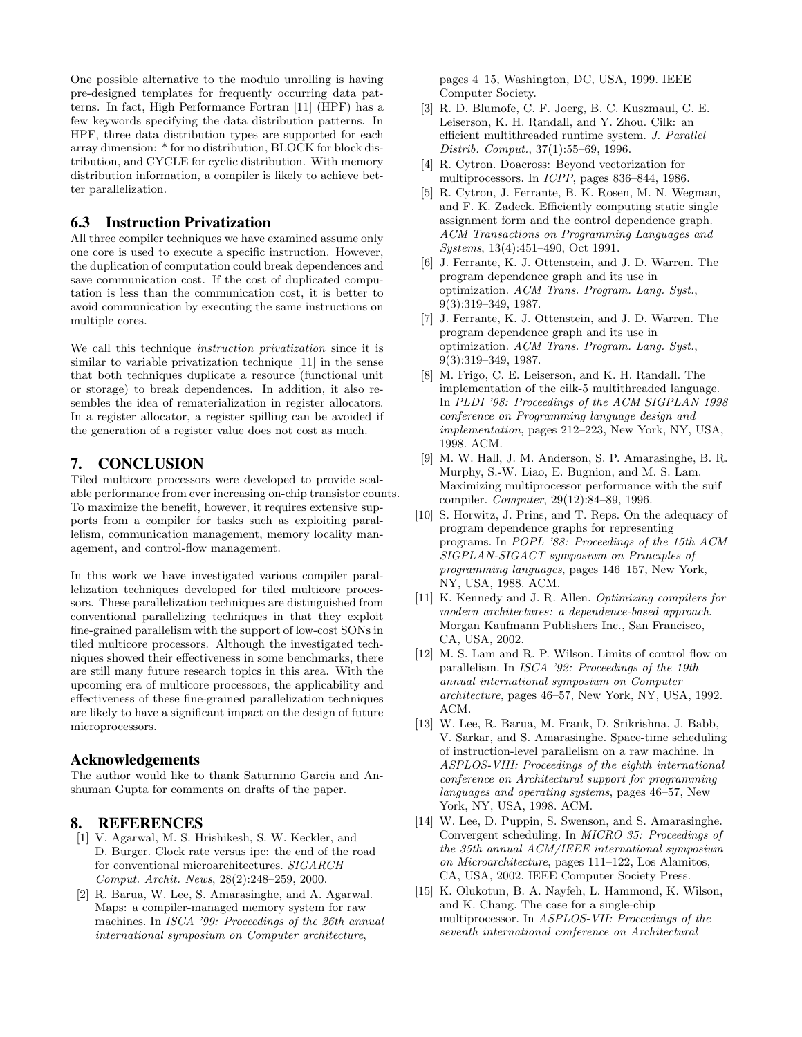One possible alternative to the modulo unrolling is having pre-designed templates for frequently occurring data patterns. In fact, High Performance Fortran [11] (HPF) has a few keywords specifying the data distribution patterns. In HPF, three data distribution types are supported for each array dimension: * for no distribution, BLOCK for block distribution, and CYCLE for cyclic distribution. With memory distribution information, a compiler is likely to achieve better parallelization.

### 6.3 Instruction Privatization

All three compiler techniques we have examined assume only one core is used to execute a specific instruction. However, the duplication of computation could break dependences and save communication cost. If the cost of duplicated computation is less than the communication cost, it is better to avoid communication by executing the same instructions on multiple cores.

We call this technique *instruction privatization* since it is similar to variable privatization technique [11] in the sense that both techniques duplicate a resource (functional unit or storage) to break dependences. In addition, it also resembles the idea of rematerialization in register allocators. In a register allocator, a register spilling can be avoided if the generation of a register value does not cost as much.

## 7. CONCLUSION

Tiled multicore processors were developed to provide scalable performance from ever increasing on-chip transistor counts. To maximize the benefit, however, it requires extensive supports from a compiler for tasks such as exploiting parallelism, communication management, memory locality management, and control-flow management.

In this work we have investigated various compiler parallelization techniques developed for tiled multicore processors. These parallelization techniques are distinguished from conventional parallelizing techniques in that they exploit fine-grained parallelism with the support of low-cost SONs in tiled multicore processors. Although the investigated techniques showed their effectiveness in some benchmarks, there are still many future research topics in this area. With the upcoming era of multicore processors, the applicability and effectiveness of these fine-grained parallelization techniques are likely to have a significant impact on the design of future microprocessors.

### Acknowledgements

The author would like to thank Saturnino Garcia and Anshuman Gupta for comments on drafts of the paper.

## 8. REFERENCES

[1] V. Agarwal, M. S. Hrishikesh, S. W. Keckler, and D. Burger. Clock rate versus ipc: the end of the road for conventional microarchitectures. *SIGARCH Comput. Archit. News*, 28(2):248–259, 2000.

[2] R. Barua, W. Lee, S. Amarasinghe, and A. Agarwal. Maps: a compiler-managed memory system for raw machines. In *ISCA '99: Proceedings of the 26th annual international symposium on Computer architecture*, pages 4–15, Washington, DC, USA, 1999. IEEE Computer Society.

[3] R. D. Blumofe, C. F. Joerg, B. C. Kuszmaul, C. E. Leiserson, K. H. Randall, and Y. Zhou. Cilk: an efficient multithreaded runtime system. *J. Parallel Distrib. Comput.*, 37(1):55–69, 1996.

[4] R. Cytron. Doacross: Beyond vectorization for multiprocessors. In *ICPP*, pages 836–844, 1986.

[5] R. Cytron, J. Ferrante, B. K. Rosen, M. N. Wegman, and F. K. Zadeck. Efficiently computing static single assignment form and the control dependence graph. *ACM Transactions on Programming Languages and Systems*, 13(4):451–490, Oct 1991.

[6] J. Ferrante, K. J. Ottenstein, and J. D. Warren. The program dependence graph and its use in optimization. *ACM Trans. Program. Lang. Syst.*, 9(3):319–349, 1987.

[7] J. Ferrante, K. J. Ottenstein, and J. D. Warren. The program dependence graph and its use in optimization. *ACM Trans. Program. Lang. Syst.*, 9(3):319–349, 1987.

[8] M. Frigo, C. E. Leiserson, and K. H. Randall. The implementation of the cilk-5 multithreaded language. In *PLDI '98: Proceedings of the ACM SIGPLAN 1998 conference on Programming language design and implementation*, pages 212–223, New York, NY, USA, 1998. ACM.

[9] M. W. Hall, J. M. Anderson, S. P. Amarasinghe, B. R. Murphy, S.-W. Liao, E. Bugnion, and M. S. Lam. Maximizing multiprocessor performance with the suif compiler. *Computer*, 29(12):84–89, 1996.

[10] S. Horwitz, J. Prins, and T. Reps. On the adequacy of program dependence graphs for representing programs. In *POPL '88: Proceedings of the 15th ACM SIGPLAN-SIGACT symposium on Principles of programming languages*, pages 146–157, New York, NY, USA, 1988. ACM.

[11] K. Kennedy and J. R. Allen. *Optimizing compilers for modern architectures: a dependence-based approach*. Morgan Kaufmann Publishers Inc., San Francisco, CA, USA, 2002.

[12] M. S. Lam and R. P. Wilson. Limits of control flow on parallelism. In *ISCA '92: Proceedings of the 19th annual international symposium on Computer architecture*, pages 46–57, New York, NY, USA, 1992. ACM.

[13] W. Lee, R. Barua, M. Frank, D. Srikrishna, J. Babb, V. Sarkar, and S. Amarasinghe. Space-time scheduling of instruction-level parallelism on a raw machine. In *ASPLOS-VIII: Proceedings of the eighth international conference on Architectural support for programming languages and operating systems*, pages 46–57, New York, NY, USA, 1998. ACM.

[14] W. Lee, D. Puppin, S. Swenson, and S. Amarasinghe. Convergent scheduling. In *MICRO 35: Proceedings of the 35th annual ACM/IEEE international symposium on Microarchitecture*, pages 111–122, Los Alamitos, CA, USA, 2002. IEEE Computer Society Press.

[15] K. Olukotun, B. A. Nayfeh, L. Hammond, K. Wilson, and K. Chang. The case for a single-chip multiprocessor. In *ASPLOS-VII: Proceedings of the seventh international conference on Architectural*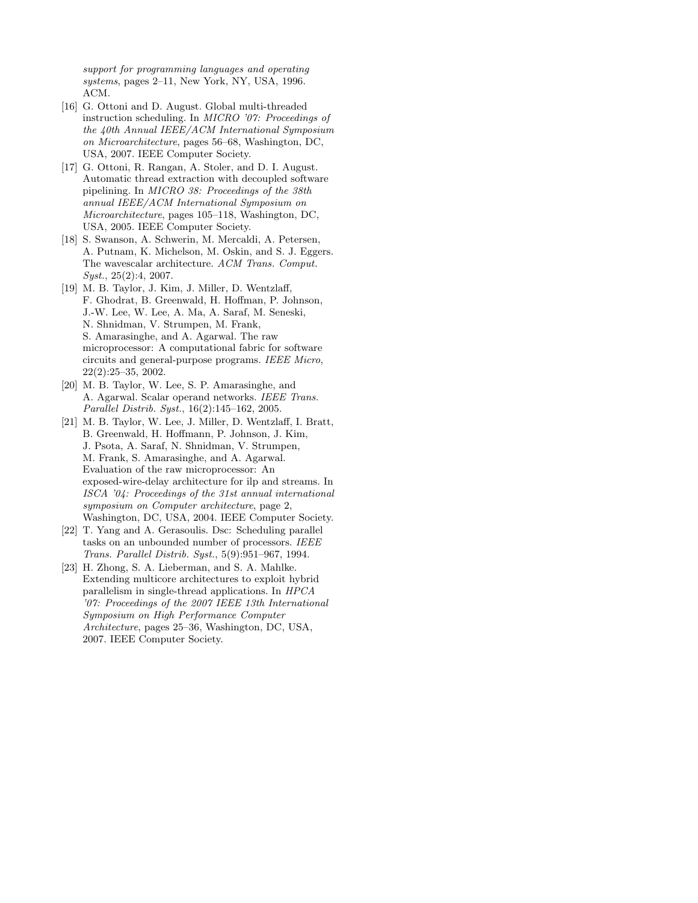support for programming languages and operating systems*, pages 2–11, New York, NY, USA, 1996. ACM.

[16] G. Ottoni and D. August. Global multi-threaded instruction scheduling. In *MICRO '07: Proceedings of the 40th Annual IEEE/ACM International Symposium on Microarchitecture*, pages 56–68, Washington, DC, USA, 2007. IEEE Computer Society.

[17] G. Ottoni, R. Rangan, A. Stoler, and D. I. August. Automatic thread extraction with decoupled software pipelining. In *MICRO 38: Proceedings of the 38th annual IEEE/ACM International Symposium on Microarchitecture*, pages 105–118, Washington, DC, USA, 2005. IEEE Computer Society.

[18] S. Swanson, A. Schwerin, M. Mercaldi, A. Petersen, A. Putnam, K. Michelson, M. Oskin, and S. J. Eggers. The wavescalar architecture. *ACM Trans. Comput. Syst.*, 25(2):4, 2007.

[19] M. B. Taylor, J. Kim, J. Miller, D. Wentzlaff, F. Ghodrat, B. Greenwald, H. Hoffman, P. Johnson, J.-W. Lee, W. Lee, A. Ma, A. Saraf, M. Seneski, N. Shnidman, V. Strumpen, M. Frank, S. Amarasinghe, and A. Agarwal. The raw microprocessor: A computational fabric for software circuits and general-purpose programs. *IEEE Micro*, 22(2):25–35, 2002.

[20] M. B. Taylor, W. Lee, S. P. Amarasinghe, and A. Agarwal. Scalar operand networks. *IEEE Trans. Parallel Distrib. Syst.*, 16(2):145–162, 2005.

[21] M. B. Taylor, W. Lee, J. Miller, D. Wentzlaff, I. Bratt, B. Greenwald, H. Hoffmann, P. Johnson, J. Kim, J. Psota, A. Saraf, N. Shnidman, V. Strumpen, M. Frank, S. Amarasinghe, and A. Agarwal. Evaluation of the raw microprocessor: An exposed-wire-delay architecture for ilp and streams. In *ISCA '04: Proceedings of the 31st annual international symposium on Computer architecture*, page 2, Washington, DC, USA, 2004. IEEE Computer Society.

[22] T. Yang and A. Gerasoulis. Dsc: Scheduling parallel tasks on an unbounded number of processors. *IEEE Trans. Parallel Distrib. Syst.*, 5(9):951–967, 1994.

[23] H. Zhong, S. A. Lieberman, and S. A. Mahlke. Extending multicore architectures to exploit hybrid parallelism in single-thread applications. In *HPCA '07: Proceedings of the 2007 IEEE 13th International Symposium on High Performance Computer Architecture*, pages 25–36, Washington, DC, USA, 2007. IEEE Computer Society.